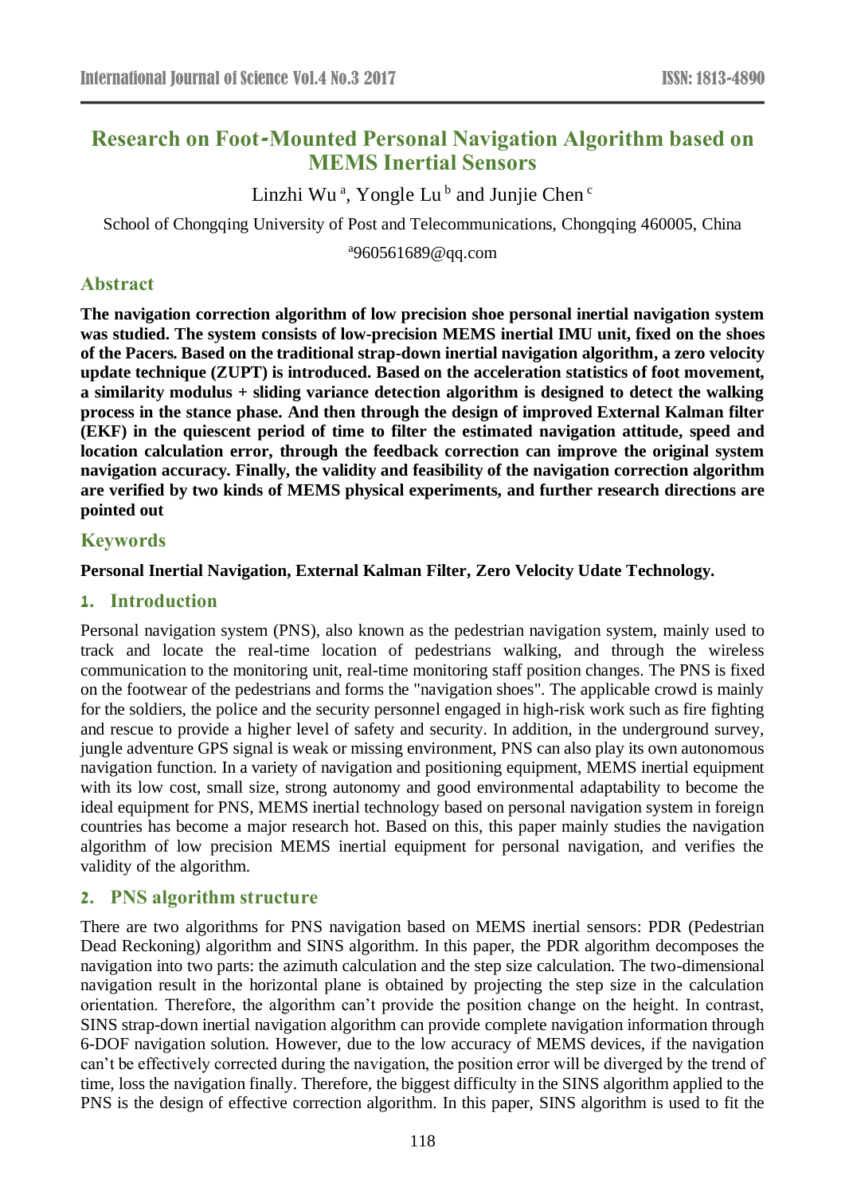# Research on Foot-Mounted Personal Navigation Algorithm based on MEMS Inertial Sensors

Linzhi Wu [a], Yongle Lu [b] and Junjie Chen [c]

School of Chongqing University of Post and Telecommunications, Chongqing 460005, China

[a]960561689@qq.com

## Abstract

**The navigation correction algorithm of low precision shoe personal inertial navigation system was studied. The system consists of low-precision MEMS inertial IMU unit, fixed on the shoes of the Pacers. Based on the traditional strap-down inertial navigation algorithm, a zero velocity update technique (ZUPT) is introduced. Based on the acceleration statistics of foot movement, a similarity modulus + sliding variance detection algorithm is designed to detect the walking process in the stance phase. And then through the design of improved External Kalman filter (EKF) in the quiescent period of time to filter the estimated navigation attitude, speed and location calculation error, through the feedback correction can improve the original system navigation accuracy. Finally, the validity and feasibility of the navigation correction algorithm are verified by two kinds of MEMS physical experiments, and further research directions are pointed out**

## Keywords

**Personal Inertial Navigation, External Kalman Filter, Zero Velocity Udate Technology.**

## 1. Introduction

Personal navigation system (PNS), also known as the pedestrian navigation system, mainly used to track and locate the real-time location of pedestrians walking, and through the wireless communication to the monitoring unit, real-time monitoring staff position changes. The PNS is fixed on the footwear of the pedestrians and forms the "navigation shoes". The applicable crowd is mainly for the soldiers, the police and the security personnel engaged in high-risk work such as fire fighting and rescue to provide a higher level of safety and security. In addition, in the underground survey, jungle adventure GPS signal is weak or missing environment, PNS can also play its own autonomous navigation function. In a variety of navigation and positioning equipment, MEMS inertial equipment with its low cost, small size, strong autonomy and good environmental adaptability to become the ideal equipment for PNS, MEMS inertial technology based on personal navigation system in foreign countries has become a major research hot. Based on this, this paper mainly studies the navigation algorithm of low precision MEMS inertial equipment for personal navigation, and verifies the validity of the algorithm.

## 2. PNS algorithm structure

There are two algorithms for PNS navigation based on MEMS inertial sensors: PDR (Pedestrian Dead Reckoning) algorithm and SINS algorithm. In this paper, the PDR algorithm decomposes the navigation into two parts: the azimuth calculation and the step size calculation. The two-dimensional navigation result in the horizontal plane is obtained by projecting the step size in the calculation orientation. Therefore, the algorithm can't provide the position change on the height. In contrast, SINS strap-down inertial navigation algorithm can provide complete navigation information through 6-DOF navigation solution. However, due to the low accuracy of MEMS devices, if the navigation can't be effectively corrected during the navigation, the position error will be diverged by the trend of time, loss the navigation finally. Therefore, the biggest difficulty in the SINS algorithm applied to the PNS is the design of effective correction algorithm. In this paper, SINS algorithm is used to fit the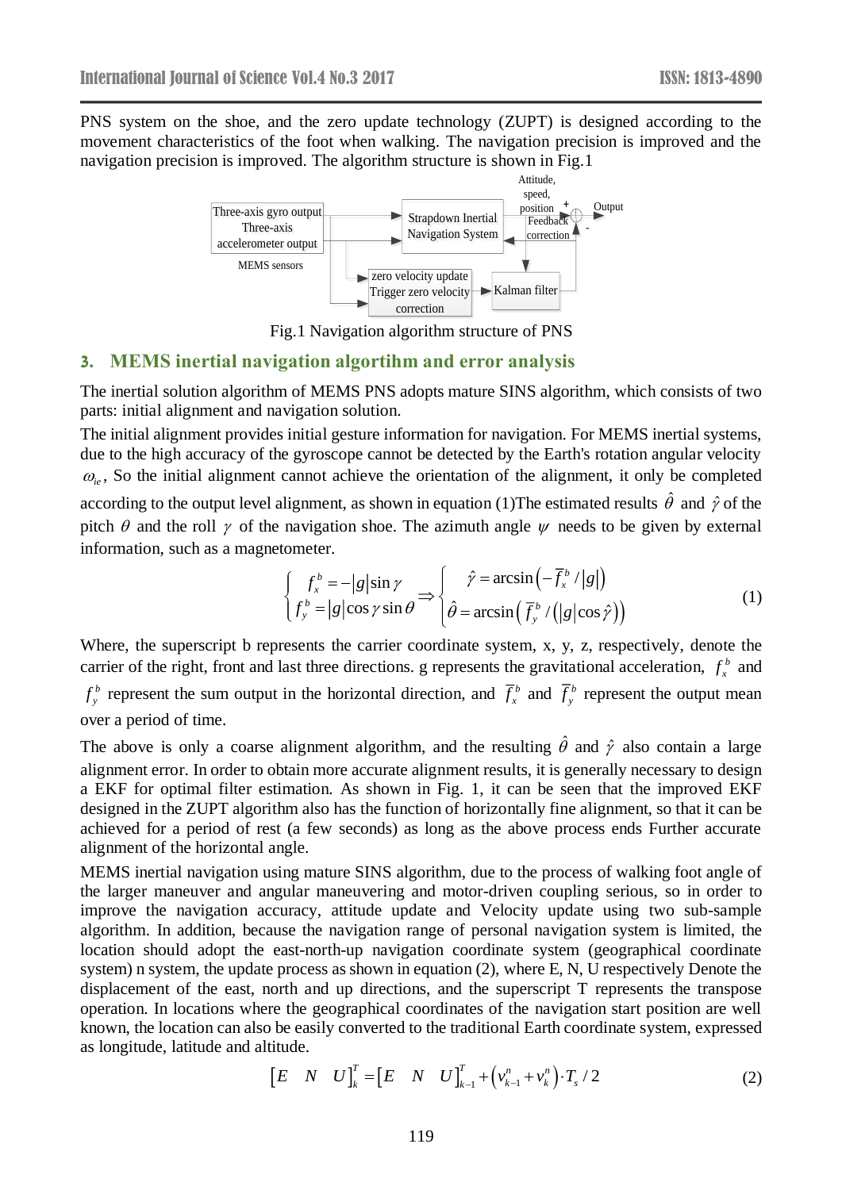PNS system on the shoe, and the zero update technology (ZUPT) is designed according to the movement characteristics of the foot when walking. The navigation precision is improved and the navigation precision is improved. The algorithm structure is shown in Fig.1

Fig.1 Navigation algorithm structure of PNS

## 3. MEMS inertial navigation algortihm and error analysis

The inertial solution algorithm of MEMS PNS adopts mature SINS algorithm, which consists of two parts: initial alignment and navigation solution.

The initial alignment provides initial gesture information for navigation. For MEMS inertial systems, due to the high accuracy of the gyroscope cannot be detected by the Earth's rotation angular velocity $\omega_{ie}$, So the initial alignment cannot achieve the orientation of the alignment, it only be completed according to the output level alignment, as shown in equation (1)The estimated results $\hat{\theta}$ and $\hat{\gamma}$ of the pitch $\theta$ and the roll $\gamma$ of the navigation shoe. The azimuth angle $\psi$ needs to be given by external information, such as a magnetometer.

$$\begin{cases} f_x^b = -|g|\sin\gamma \\ f_y^b = |g|\cos\gamma\sin\theta \end{cases} \Rightarrow \begin{cases} \hat{\gamma} = \arcsin\left(-\bar{f}_x^b/|g|\right) \\ \hat{\theta} = \arcsin\left(\bar{f}_y^b/\left(|g|\cos\hat{\gamma}\right)\right) \end{cases} \tag{1}$$

Where, the superscript b represents the carrier coordinate system, x, y, z, respectively, denote the carrier of the right, front and last three directions. g represents the gravitational acceleration, $f_x^b$ and $f_y^b$ represent the sum output in the horizontal direction, and $\bar{f}_x^b$ and $\bar{f}_y^b$ represent the output mean over a period of time.

The above is only a coarse alignment algorithm, and the resulting $\hat{\theta}$ and $\hat{\gamma}$ also contain a large alignment error. In order to obtain more accurate alignment results, it is generally necessary to design a EKF for optimal filter estimation. As shown in Fig. 1, it can be seen that the improved EKF designed in the ZUPT algorithm also has the function of horizontally fine alignment, so that it can be achieved for a period of rest (a few seconds) as long as the above process ends Further accurate alignment of the horizontal angle.

MEMS inertial navigation using mature SINS algorithm, due to the process of walking foot angle of the larger maneuver and angular maneuvering and motor-driven coupling serious, so in order to improve the navigation accuracy, attitude update and Velocity update using two sub-sample algorithm. In addition, because the navigation range of personal navigation system is limited, the location should adopt the east-north-up navigation coordinate system (geographical coordinate system) n system, the update process as shown in equation (2), where E, N, U respectively Denote the displacement of the east, north and up directions, and the superscript T represents the transpose operation. In locations where the geographical coordinates of the navigation start position are well known, the location can also be easily converted to the traditional Earth coordinate system, expressed as longitude, latitude and altitude.

$$\begin{bmatrix} E & N & U \end{bmatrix}_k^T = \begin{bmatrix} E & N & U \end{bmatrix}_{k-1}^T + \left(v_{k-1}^n + v_k^n\right)\cdot T_s/2 \tag{2}$$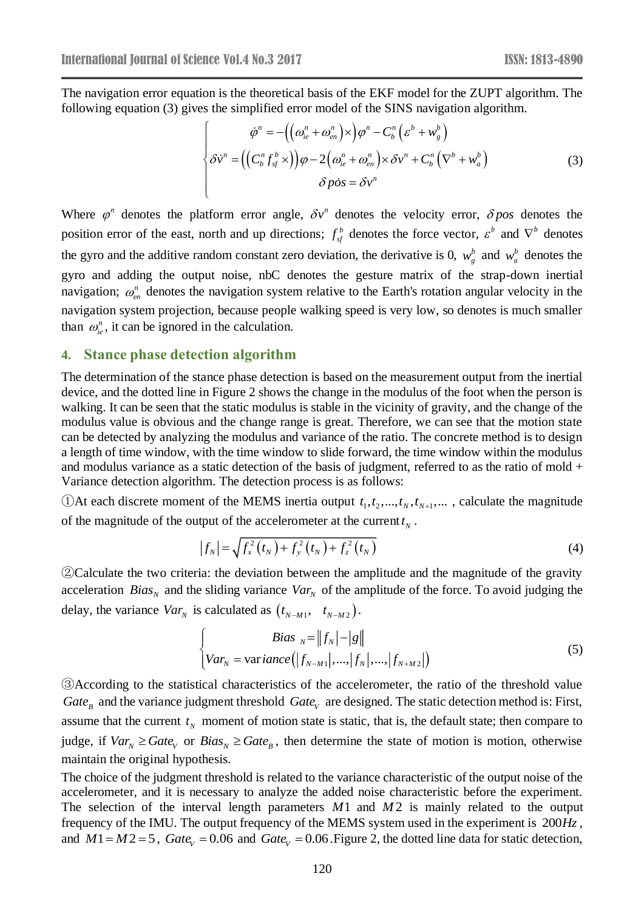The navigation error equation is the theoretical basis of the EKF model for the ZUPT algorithm. The following equation (3) gives the simplified error model of the SINS navigation algorithm.

$$\begin{cases} \dot{\varphi}^n = -\left(\left(\omega_{ie}^n + \omega_{en}^n\right)\times\right)\varphi^n - C_b^n\left(\varepsilon^b + w_g^b\right) \\ \delta\dot{v}^n = \left(\left(C_b^n f_{sf}^b \times\right)\right)\varphi - 2\left(\omega_{ie}^n + \omega_{en}^n\right)\times\delta v^n + C_b^n\left(\nabla^b + w_a^b\right) \\ \delta \dot{pos} = \delta v^n \end{cases} \tag{3}$$

Where $\varphi^n$ denotes the platform error angle, $\delta v^n$ denotes the velocity error, $\delta pos$ denotes the position error of the east, north and up directions; $f_{sf}^b$ denotes the force vector, $\varepsilon^b$ and $\nabla^b$ denotes the gyro and the additive random constant zero deviation, the derivative is 0, $w_g^b$ and $w_a^b$ denotes the gyro and adding the output noise, nbC denotes the gesture matrix of the strap-down inertial navigation; $\omega_{en}^n$ denotes the navigation system relative to the Earth's rotation angular velocity in the navigation system projection, because people walking speed is very low, so denotes is much smaller than $\omega_{ie}^n$, it can be ignored in the calculation.

## 4. Stance phase detection algorithm

The determination of the stance phase detection is based on the measurement output from the inertial device, and the dotted line in Figure 2 shows the change in the modulus of the foot when the person is walking. It can be seen that the static modulus is stable in the vicinity of gravity, and the change of the modulus value is obvious and the change range is great. Therefore, we can see that the motion state can be detected by analyzing the modulus and variance of the ratio. The concrete method is to design a length of time window, with the time window to slide forward, the time window within the modulus and modulus variance as a static detection of the basis of judgment, referred to as the ratio of mold + Variance detection algorithm. The detection process is as follows:

①At each discrete moment of the MEMS inertia output $t_1, t_2, ..., t_N, t_{N+1}, ...$ , calculate the magnitude of the magnitude of the output of the accelerometer at the current $t_N$ .

$$|f_N| = \sqrt{f_x^2(t_N) + f_y^2(t_N) + f_z^2(t_N)} \tag{4}$$

②Calculate the two criteria: the deviation between the amplitude and the magnitude of the gravity acceleration $Bias_N$ and the sliding variance $Var_N$ of the amplitude of the force. To avoid judging the delay, the variance $Var_N$ is calculated as $(t_{N-M1},\ \ t_{N-M2})$.

$$\begin{cases} Bias_N = \left\| f_N \right| - |g| \right| \\ Var_N = \text{var}iance\left(|f_{N-M1}|, ..., |f_N|, ..., |f_{N+M2}|\right) \end{cases} \tag{5}$$

③According to the statistical characteristics of the accelerometer, the ratio of the threshold value $Gate_B$ and the variance judgment threshold $Gate_V$ are designed. The static detection method is: First, assume that the current $t_N$ moment of motion state is static, that is, the default state; then compare to judge, if $Var_N \geq Gate_V$ or $Bias_N \geq Gate_B$, then determine the state of motion is motion, otherwise maintain the original hypothesis.

The choice of the judgment threshold is related to the variance characteristic of the output noise of the accelerometer, and it is necessary to analyze the added noise characteristic before the experiment. The selection of the interval length parameters $M1$ and $M2$ is mainly related to the output frequency of the IMU. The output frequency of the MEMS system used in the experiment is $200Hz$ , and $M1 = M2 = 5$ , $Gate_V = 0.06$ and $Gate_V = 0.06$ .Figure 2, the dotted line data for static detection,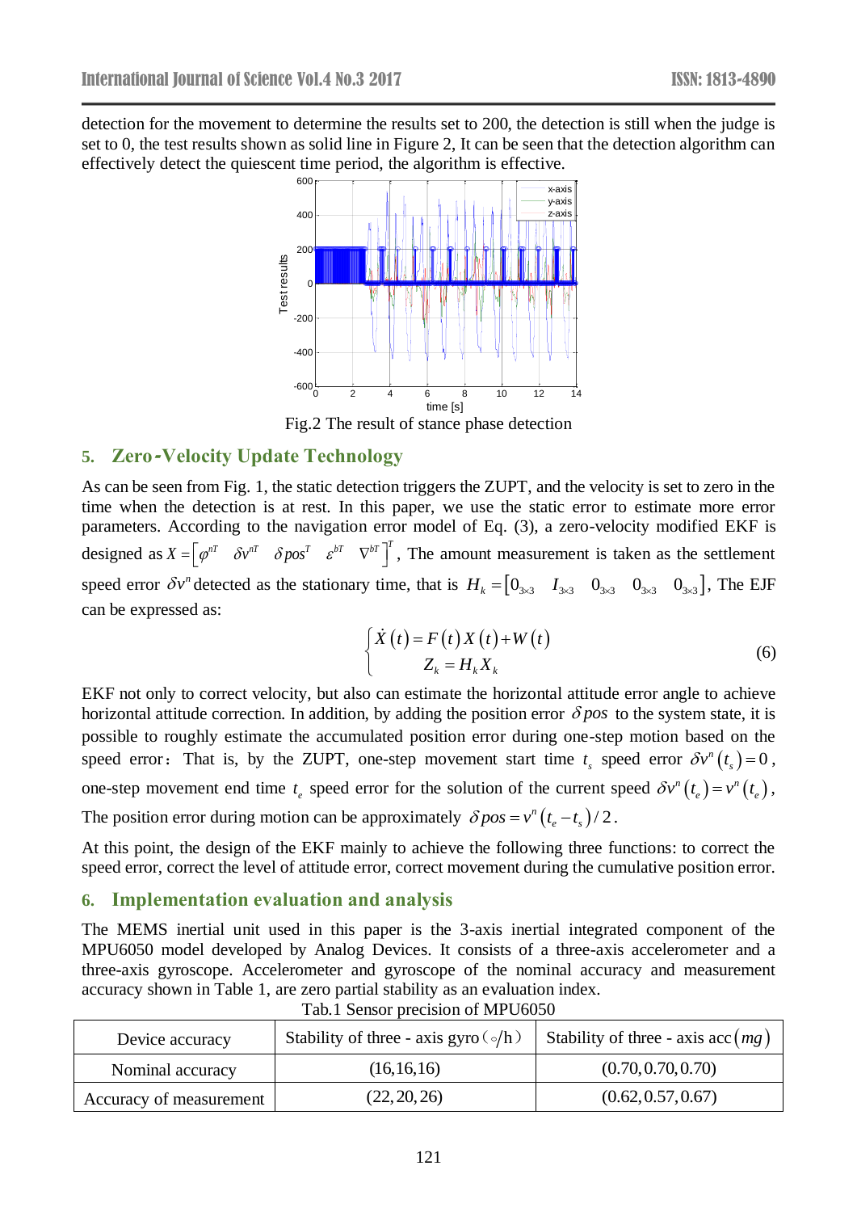detection for the movement to determine the results set to 200, the detection is still when the judge is set to 0, the test results shown as solid line in Figure 2, It can be seen that the detection algorithm can effectively detect the quiescent time period, the algorithm is effective.

Fig.2 The result of stance phase detection

## 5. Zero-Velocity Update Technology

As can be seen from Fig. 1, the static detection triggers the ZUPT, and the velocity is set to zero in the time when the detection is at rest. In this paper, we use the static error to estimate more error parameters. According to the navigation error model of Eq. (3), a zero-velocity modified EKF is designed as $X = \left[ \varphi^{nT} \quad \delta v^{nT} \quad \delta pos^{T} \quad \varepsilon^{bT} \quad \nabla^{bT} \right]^{T}$, The amount measurement is taken as the settlement speed error $\delta v^{n}$ detected as the stationary time, that is $H_k = \left[ 0_{3\times3} \quad I_{3\times3} \quad 0_{3\times3} \quad 0_{3\times3} \quad 0_{3\times3} \right]$, The EJF can be expressed as:

$$\begin{cases} \dot{X}(t) = F(t)X(t) + W(t) \\ Z_k = H_k X_k \end{cases} \tag{6}$$

EKF not only to correct velocity, but also can estimate the horizontal attitude error angle to achieve horizontal attitude correction. In addition, by adding the position error $\delta pos$ to the system state, it is possible to roughly estimate the accumulated position error during one-step motion based on the speed error： That is, by the ZUPT, one-step movement start time $t_s$ speed error $\delta v^{n}(t_s) = 0$, one-step movement end time $t_e$ speed error for the solution of the current speed $\delta v^{n}(t_e) = v^{n}(t_e)$, The position error during motion can be approximately $\delta pos = v^{n}(t_e - t_s)/2$.

At this point, the design of the EKF mainly to achieve the following three functions: to correct the speed error, correct the level of attitude error, correct movement during the cumulative position error.

## 6. Implementation evaluation and analysis

The MEMS inertial unit used in this paper is the 3-axis inertial integrated component of the MPU6050 model developed by Analog Devices. It consists of a three-axis accelerometer and a three-axis gyroscope. Accelerometer and gyroscope of the nominal accuracy and measurement accuracy shown in Table 1, are zero partial stability as an evaluation index.

Tab.1 Sensor precision of MPU6050

| Device accuracy | Stability of three - axis gyro（◦/h） | Stability of three - axis acc $(mg)$ |
|---|---|---|
| Nominal accuracy | (16,16,16) | (0.70, 0.70, 0.70) |
| Accuracy of measurement | (22, 20, 26) | (0.62, 0.57, 0.67) |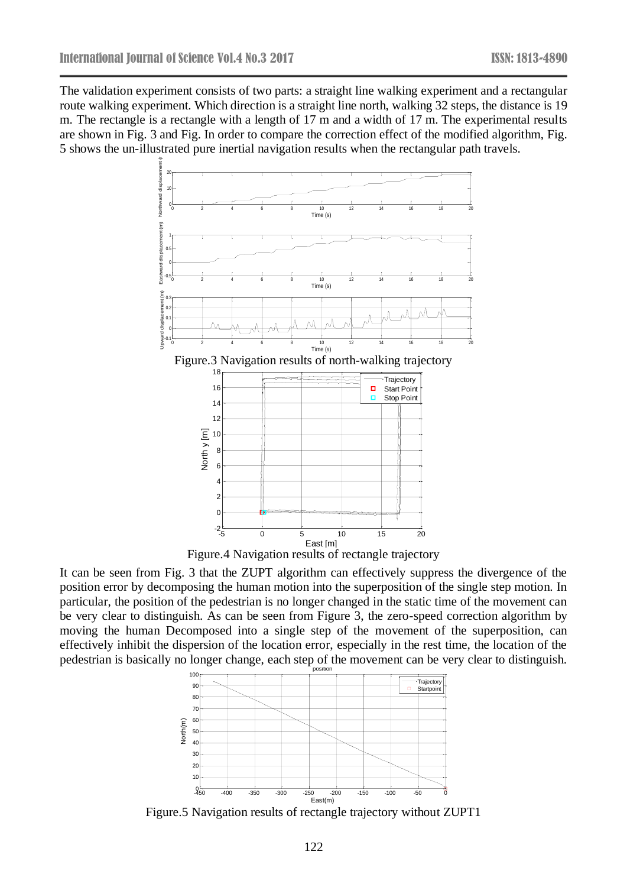The validation experiment consists of two parts: a straight line walking experiment and a rectangular route walking experiment. Which direction is a straight line north, walking 32 steps, the distance is 19 m. The rectangle is a rectangle with a length of 17 m and a width of 17 m. The experimental results are shown in Fig. 3 and Fig. In order to compare the correction effect of the modified algorithm, Fig. 5 shows the un-illustrated pure inertial navigation results when the rectangular path travels.

Figure.3 Navigation results of north-walking trajectory

Figure.4 Navigation results of rectangle trajectory

It can be seen from Fig. 3 that the ZUPT algorithm can effectively suppress the divergence of the position error by decomposing the human motion into the superposition of the single step motion. In particular, the position of the pedestrian is no longer changed in the static time of the movement can be very clear to distinguish. As can be seen from Figure 3, the zero-speed correction algorithm by moving the human Decomposed into a single step of the movement of the superposition, can effectively inhibit the dispersion of the location error, especially in the rest time, the location of the pedestrian is basically no longer change, each step of the movement can be very clear to distinguish.

Figure.5 Navigation results of rectangle trajectory without ZUPT1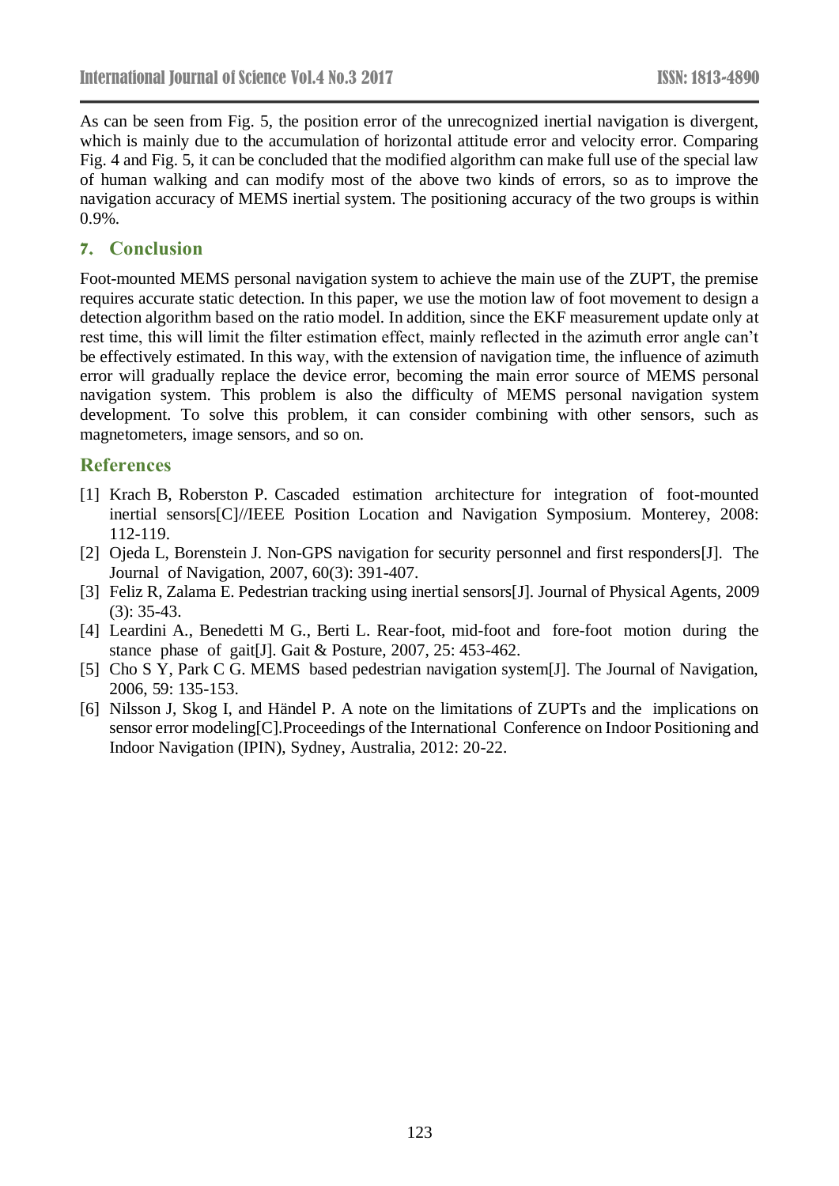As can be seen from Fig. 5, the position error of the unrecognized inertial navigation is divergent, which is mainly due to the accumulation of horizontal attitude error and velocity error. Comparing Fig. 4 and Fig. 5, it can be concluded that the modified algorithm can make full use of the special law of human walking and can modify most of the above two kinds of errors, so as to improve the navigation accuracy of MEMS inertial system. The positioning accuracy of the two groups is within 0.9%.

## 7. Conclusion

Foot-mounted MEMS personal navigation system to achieve the main use of the ZUPT, the premise requires accurate static detection. In this paper, we use the motion law of foot movement to design a detection algorithm based on the ratio model. In addition, since the EKF measurement update only at rest time, this will limit the filter estimation effect, mainly reflected in the azimuth error angle can't be effectively estimated. In this way, with the extension of navigation time, the influence of azimuth error will gradually replace the device error, becoming the main error source of MEMS personal navigation system. This problem is also the difficulty of MEMS personal navigation system development. To solve this problem, it can consider combining with other sensors, such as magnetometers, image sensors, and so on.

## References

[1] Krach B, Roberston P. Cascaded estimation architecture for integration of foot-mounted inertial sensors[C]//IEEE Position Location and Navigation Symposium. Monterey, 2008: 112-119.

[2] Ojeda L, Borenstein J. Non-GPS navigation for security personnel and first responders[J]. The Journal of Navigation, 2007, 60(3): 391-407.

[3] Feliz R, Zalama E. Pedestrian tracking using inertial sensors[J]. Journal of Physical Agents, 2009 (3): 35-43.

[4] Leardini A., Benedetti M G., Berti L. Rear-foot, mid-foot and fore-foot motion during the stance phase of gait[J]. Gait & Posture, 2007, 25: 453-462.

[5] Cho S Y, Park C G. MEMS based pedestrian navigation system[J]. The Journal of Navigation, 2006, 59: 135-153.

[6] Nilsson J, Skog I, and Händel P. A note on the limitations of ZUPTs and the implications on sensor error modeling[C].Proceedings of the International Conference on Indoor Positioning and Indoor Navigation (IPIN), Sydney, Australia, 2012: 20-22.